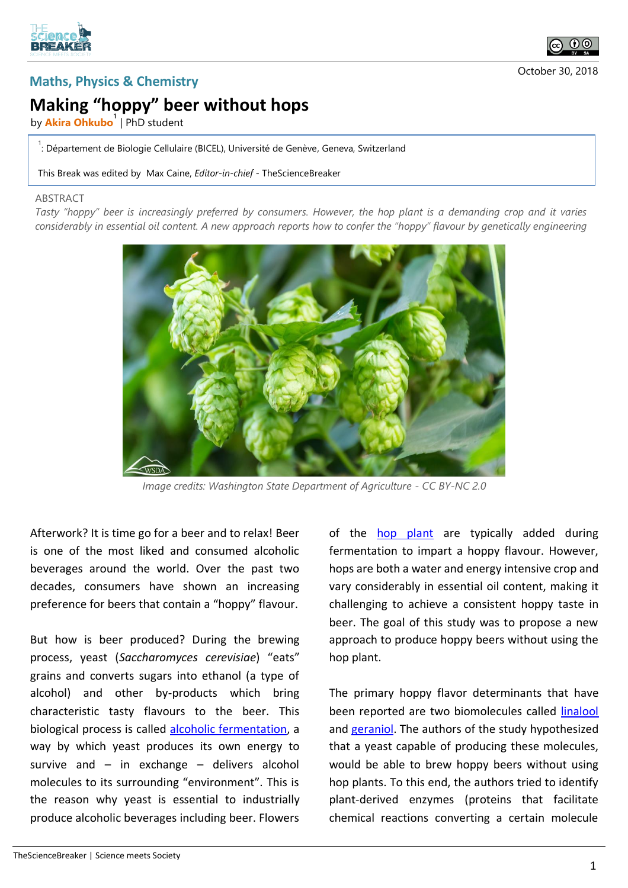Maths, Physics & Chemistry

October 30, 2018

# Making "hoppy" beer without hops

by **Akira Ohkubo**[1] | PhD student

[1]: Département de Biologie Cellulaire (BICEL), Université de Genève, Geneva, Switzerland

This Break was edited by Max Caine, *Editor-in-chief* - TheScienceBreaker

ABSTRACT

*Tasty "hoppy" beer is increasingly preferred by consumers. However, the hop plant is a demanding crop and it varies considerably in essential oil content. A new approach reports how to confer the "hoppy" flavour by genetically engineering*

*Image credits: Washington State Department of Agriculture - CC BY-NC 2.0*

Afterwork? It is time go for a beer and to relax! Beer is one of the most liked and consumed alcoholic beverages around the world. Over the past two decades, consumers have shown an increasing preference for beers that contain a "hoppy" flavour.

But how is beer produced? During the brewing process, yeast (*Saccharomyces cerevisiae*) "eats" grains and converts sugars into ethanol (a type of alcohol) and other by-products which bring characteristic tasty flavours to the beer. This biological process is called [alcoholic fermentation](), a way by which yeast produces its own energy to survive and – in exchange – delivers alcohol molecules to its surrounding "environment". This is the reason why yeast is essential to industrially produce alcoholic beverages including beer. Flowers of the [hop plant]() are typically added during fermentation to impart a hoppy flavour. However, hops are both a water and energy intensive crop and vary considerably in essential oil content, making it challenging to achieve a consistent hoppy taste in beer. The goal of this study was to propose a new approach to produce hoppy beers without using the hop plant.

The primary hoppy flavor determinants that have been reported are two biomolecules called [linalool]() and [geraniol](). The authors of the study hypothesized that a yeast capable of producing these molecules, would be able to brew hoppy beers without using hop plants. To this end, the authors tried to identify plant-derived enzymes (proteins that facilitate chemical reactions converting a certain molecule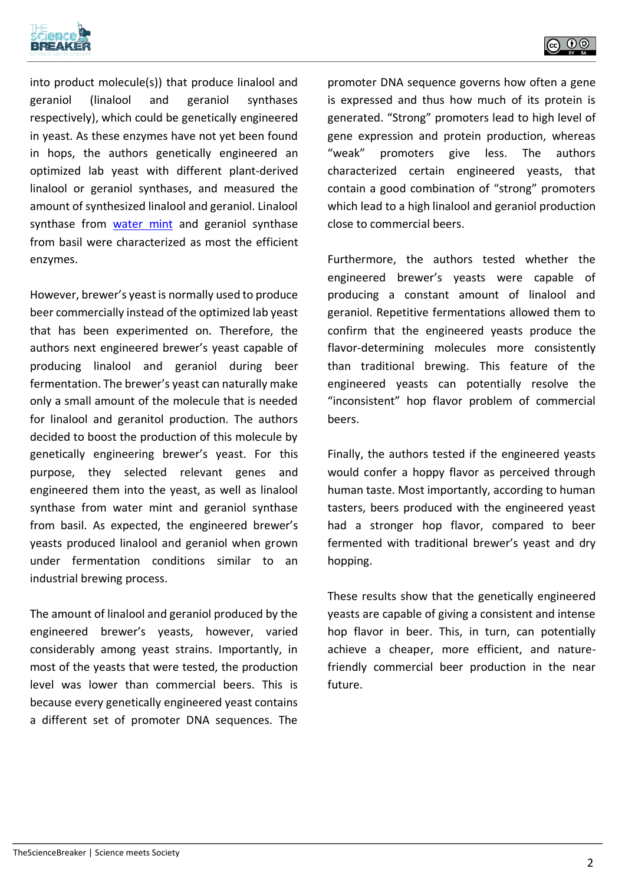into product molecule(s)) that produce linalool and geraniol (linalool and geraniol synthases respectively), which could be genetically engineered in yeast. As these enzymes have not yet been found in hops, the authors genetically engineered an optimized lab yeast with different plant-derived linalool or geraniol synthases, and measured the amount of synthesized linalool and geraniol. Linalool synthase from [water mint]() and geraniol synthase from basil were characterized as most the efficient enzymes.

However, brewer's yeast is normally used to produce beer commercially instead of the optimized lab yeast that has been experimented on. Therefore, the authors next engineered brewer's yeast capable of producing linalool and geraniol during beer fermentation. The brewer's yeast can naturally make only a small amount of the molecule that is needed for linalool and geranitol production. The authors decided to boost the production of this molecule by genetically engineering brewer's yeast. For this purpose, they selected relevant genes and engineered them into the yeast, as well as linalool synthase from water mint and geraniol synthase from basil. As expected, the engineered brewer's yeasts produced linalool and geraniol when grown under fermentation conditions similar to an industrial brewing process.

The amount of linalool and geraniol produced by the engineered brewer's yeasts, however, varied considerably among yeast strains. Importantly, in most of the yeasts that were tested, the production level was lower than commercial beers. This is because every genetically engineered yeast contains a different set of promoter DNA sequences. The promoter DNA sequence governs how often a gene is expressed and thus how much of its protein is generated. "Strong" promoters lead to high level of gene expression and protein production, whereas "weak" promoters give less. The authors characterized certain engineered yeasts, that contain a good combination of "strong" promoters which lead to a high linalool and geraniol production close to commercial beers.

Furthermore, the authors tested whether the engineered brewer's yeasts were capable of producing a constant amount of linalool and geraniol. Repetitive fermentations allowed them to confirm that the engineered yeasts produce the flavor-determining molecules more consistently than traditional brewing. This feature of the engineered yeasts can potentially resolve the "inconsistent" hop flavor problem of commercial beers.

Finally, the authors tested if the engineered yeasts would confer a hoppy flavor as perceived through human taste. Most importantly, according to human tasters, beers produced with the engineered yeast had a stronger hop flavor, compared to beer fermented with traditional brewer's yeast and dry hopping.

These results show that the genetically engineered yeasts are capable of giving a consistent and intense hop flavor in beer. This, in turn, can potentially achieve a cheaper, more efficient, and nature-friendly commercial beer production in the near future.